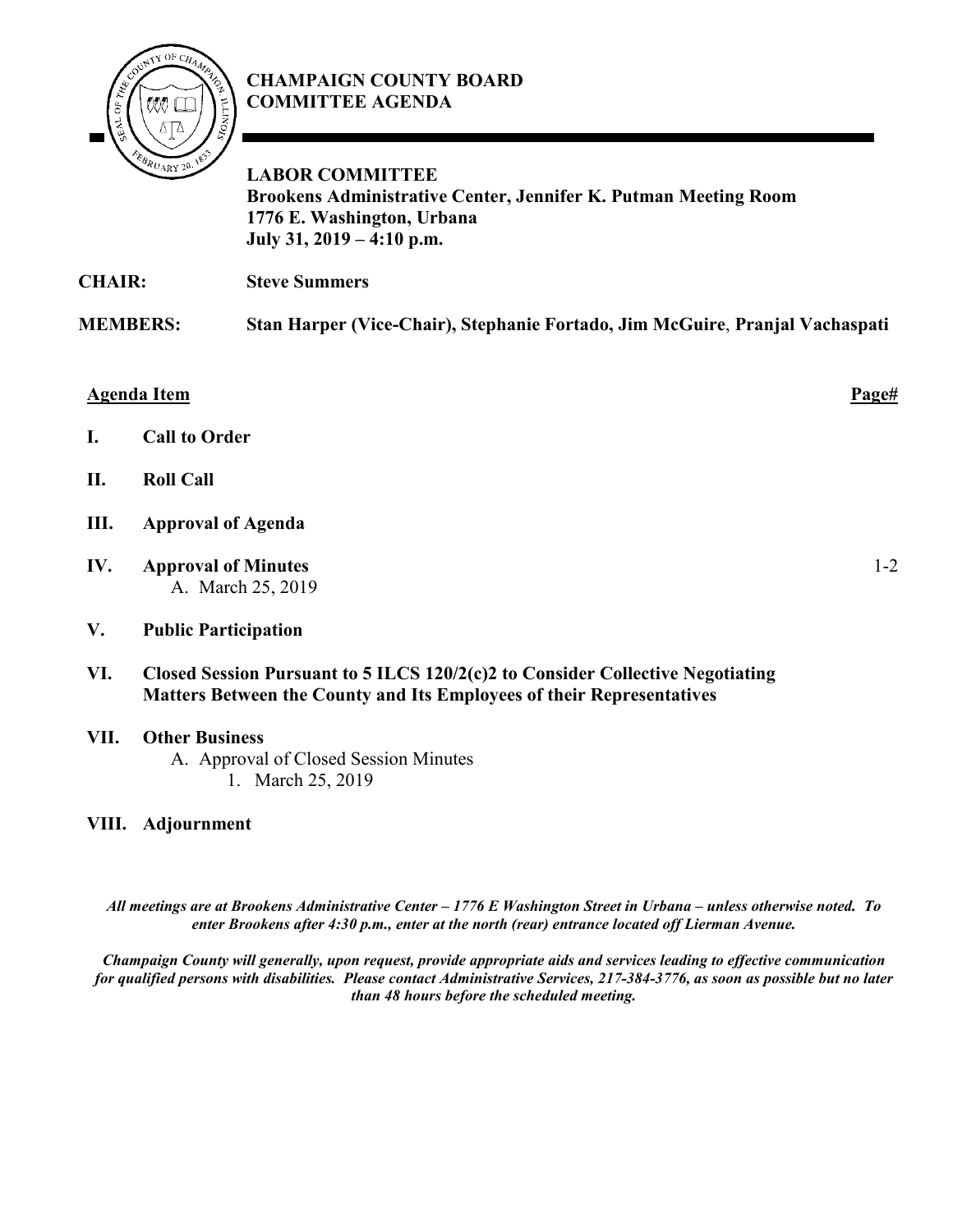# CHAMPAIGN COUNTY BOARD COMMITTEE AGENDA

## LABOR COMMITTEE

**Brookens Administrative Center, Jennifer K. Putman Meeting Room**
**1776 E. Washington, Urbana**
**July 31, 2019 – 4:10 p.m.**

**CHAIR:** **Steve Summers**

**MEMBERS:** **Stan Harper (Vice-Chair), Stephanie Fortado, Jim McGuire, Pranjal Vachaspati**

| **Agenda Item** | | **Page#** |
|---|---|---|
| **I.** | **Call to Order** | |
| **II.** | **Roll Call** | |
| **III.** | **Approval of Agenda** | |
| **IV.** | **Approval of Minutes**<br>A. March 25, 2019 | 1-2 |
| **V.** | **Public Participation** | |
| **VI.** | **Closed Session Pursuant to 5 ILCS 120/2(c)2 to Consider Collective Negotiating Matters Between the County and Its Employees of their Representatives** | |
| **VII.** | **Other Business**<br>A. Approval of Closed Session Minutes<br>1. March 25, 2019 | |
| **VIII.** | **Adjournment** | |

***All meetings are at Brookens Administrative Center – 1776 E Washington Street in Urbana – unless otherwise noted. To enter Brookens after 4:30 p.m., enter at the north (rear) entrance located off Lierman Avenue.***

***Champaign County will generally, upon request, provide appropriate aids and services leading to effective communication for qualified persons with disabilities. Please contact Administrative Services, 217-384-3776, as soon as possible but no later than 48 hours before the scheduled meeting.***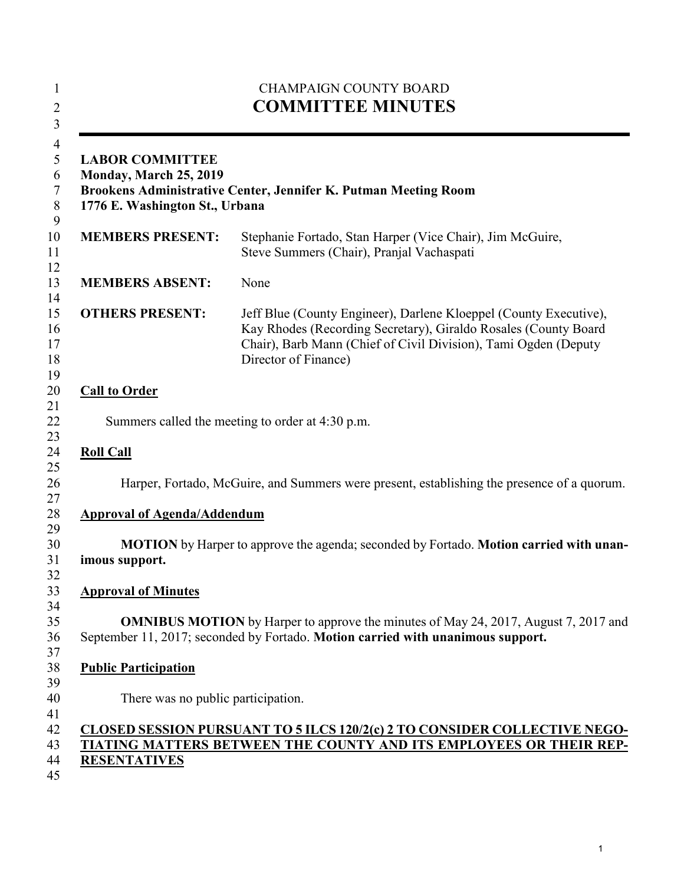CHAMPAIGN COUNTY BOARD

# COMMITTEE MINUTES

---

**LABOR COMMITTEE**
**Monday, March 25, 2019**
**Brookens Administrative Center, Jennifer K. Putman Meeting Room**
**1776 E. Washington St., Urbana**

| | |
|---|---|
| **MEMBERS PRESENT:** | Stephanie Fortado, Stan Harper (Vice Chair), Jim McGuire, Steve Summers (Chair), Pranjal Vachaspati |
| **MEMBERS ABSENT:** | None |
| **OTHERS PRESENT:** | Jeff Blue (County Engineer), Darlene Kloeppel (County Executive), Kay Rhodes (Recording Secretary), Giraldo Rosales (County Board Chair), Barb Mann (Chief of Civil Division), Tami Ogden (Deputy Director of Finance) |

## Call to Order

Summers called the meeting to order at 4:30 p.m.

## Roll Call

Harper, Fortado, McGuire, and Summers were present, establishing the presence of a quorum.

## Approval of Agenda/Addendum

**MOTION** by Harper to approve the agenda; seconded by Fortado. **Motion carried with unanimous support.**

## Approval of Minutes

**OMNIBUS MOTION** by Harper to approve the minutes of May 24, 2017, August 7, 2017 and September 11, 2017; seconded by Fortado. **Motion carried with unanimous support.**

## Public Participation

There was no public participation.

## CLOSED SESSION PURSUANT TO 5 ILCS 120/2(c) 2 TO CONSIDER COLLECTIVE NEGOTIATING MATTERS BETWEEN THE COUNTY AND ITS EMPLOYEES OR THEIR REPRESENTATIVES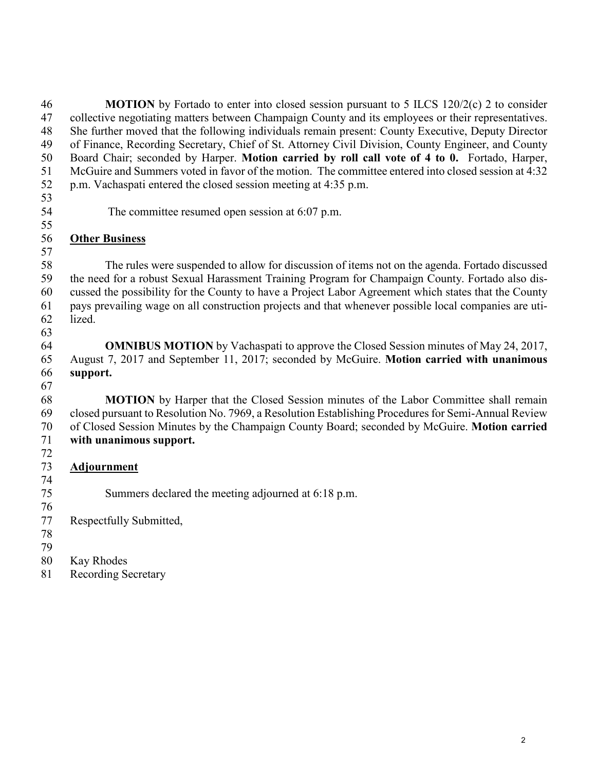**MOTION** by Fortado to enter into closed session pursuant to 5 ILCS 120/2(c) 2 to consider collective negotiating matters between Champaign County and its employees or their representatives. She further moved that the following individuals remain present: County Executive, Deputy Director of Finance, Recording Secretary, Chief of St. Attorney Civil Division, County Engineer, and County Board Chair; seconded by Harper. **Motion carried by roll call vote of 4 to 0.** Fortado, Harper, McGuire and Summers voted in favor of the motion. The committee entered into closed session at 4:32 p.m. Vachaspati entered the closed session meeting at 4:35 p.m.

The committee resumed open session at 6:07 p.m.

## Other Business

The rules were suspended to allow for discussion of items not on the agenda. Fortado discussed the need for a robust Sexual Harassment Training Program for Champaign County. Fortado also discussed the possibility for the County to have a Project Labor Agreement which states that the County pays prevailing wage on all construction projects and that whenever possible local companies are utilized.

**OMNIBUS MOTION** by Vachaspati to approve the Closed Session minutes of May 24, 2017, August 7, 2017 and September 11, 2017; seconded by McGuire. **Motion carried with unanimous support.**

**MOTION** by Harper that the Closed Session minutes of the Labor Committee shall remain closed pursuant to Resolution No. 7969, a Resolution Establishing Procedures for Semi-Annual Review of Closed Session Minutes by the Champaign County Board; seconded by McGuire. **Motion carried with unanimous support.**

## Adjournment

Summers declared the meeting adjourned at 6:18 p.m.

Respectfully Submitted,

Kay Rhodes
Recording Secretary